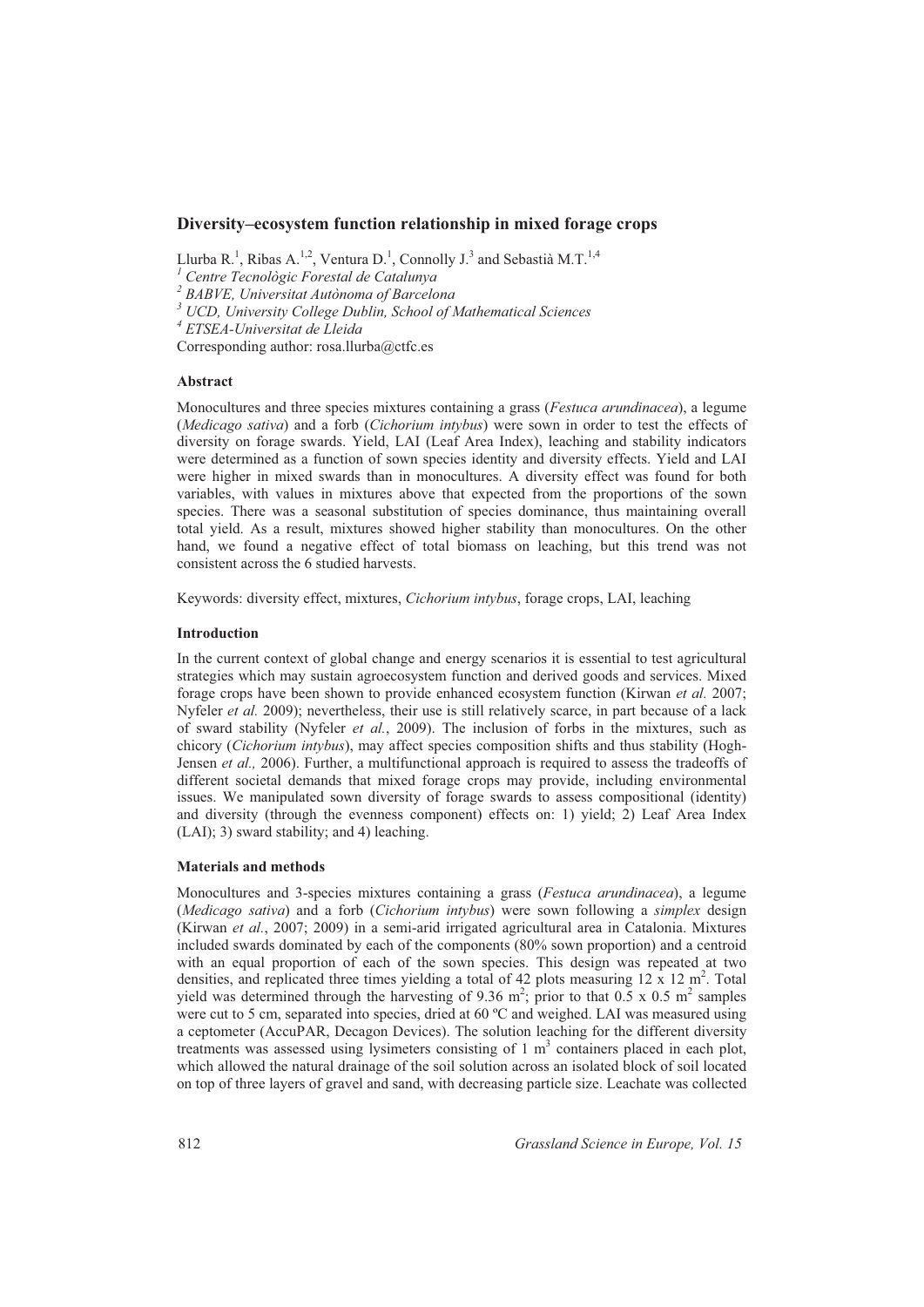## Diversity–ecosystem function relationship in mixed forage crops

Llurba R.[1], Ribas A.[1,2], Ventura D.[1], Connolly J.[3] and Sebastià M.T.[1,4]

[1] *Centre Tecnològic Forestal de Catalunya*

[2] *BABVE, Universitat Autònoma of Barcelona*

[3] *UCD, University College Dublin, School of Mathematical Sciences*

[4] *ETSEA-Universitat de Lleida*

Corresponding author: rosa.llurba@ctfc.es

### Abstract

Monocultures and three species mixtures containing a grass (*Festuca arundinacea*), a legume (*Medicago sativa*) and a forb (*Cichorium intybus*) were sown in order to test the effects of diversity on forage swards. Yield, LAI (Leaf Area Index), leaching and stability indicators were determined as a function of sown species identity and diversity effects. Yield and LAI were higher in mixed swards than in monocultures. A diversity effect was found for both variables, with values in mixtures above that expected from the proportions of the sown species. There was a seasonal substitution of species dominance, thus maintaining overall total yield. As a result, mixtures showed higher stability than monocultures. On the other hand, we found a negative effect of total biomass on leaching, but this trend was not consistent across the 6 studied harvests.

Keywords: diversity effect, mixtures, *Cichorium intybus*, forage crops, LAI, leaching

### Introduction

In the current context of global change and energy scenarios it is essential to test agricultural strategies which may sustain agroecosystem function and derived goods and services. Mixed forage crops have been shown to provide enhanced ecosystem function (Kirwan *et al.* 2007; Nyfeler *et al.* 2009); nevertheless, their use is still relatively scarce, in part because of a lack of sward stability (Nyfeler *et al.*, 2009). The inclusion of forbs in the mixtures, such as chicory (*Cichorium intybus*), may affect species composition shifts and thus stability (Hogh-Jensen *et al.,* 2006). Further, a multifunctional approach is required to assess the tradeoffs of different societal demands that mixed forage crops may provide, including environmental issues. We manipulated sown diversity of forage swards to assess compositional (identity) and diversity (through the evenness component) effects on: 1) yield; 2) Leaf Area Index (LAI); 3) sward stability; and 4) leaching.

### Materials and methods

Monocultures and 3-species mixtures containing a grass (*Festuca arundinacea*), a legume (*Medicago sativa*) and a forb (*Cichorium intybus*) were sown following a *simplex* design (Kirwan *et al.*, 2007; 2009) in a semi-arid irrigated agricultural area in Catalonia. Mixtures included swards dominated by each of the components (80% sown proportion) and a centroid with an equal proportion of each of the sown species. This design was repeated at two densities, and replicated three times yielding a total of 42 plots measuring 12 x 12 $m^2$. Total yield was determined through the harvesting of 9.36 $m^2$; prior to that 0.5 x 0.5 $m^2$ samples were cut to 5 cm, separated into species, dried at 60 ºC and weighed. LAI was measured using a ceptometer (AccuPAR, Decagon Devices). The solution leaching for the different diversity treatments was assessed using lysimeters consisting of 1 $m^3$ containers placed in each plot, which allowed the natural drainage of the soil solution across an isolated block of soil located on top of three layers of gravel and sand, with decreasing particle size. Leachate was collected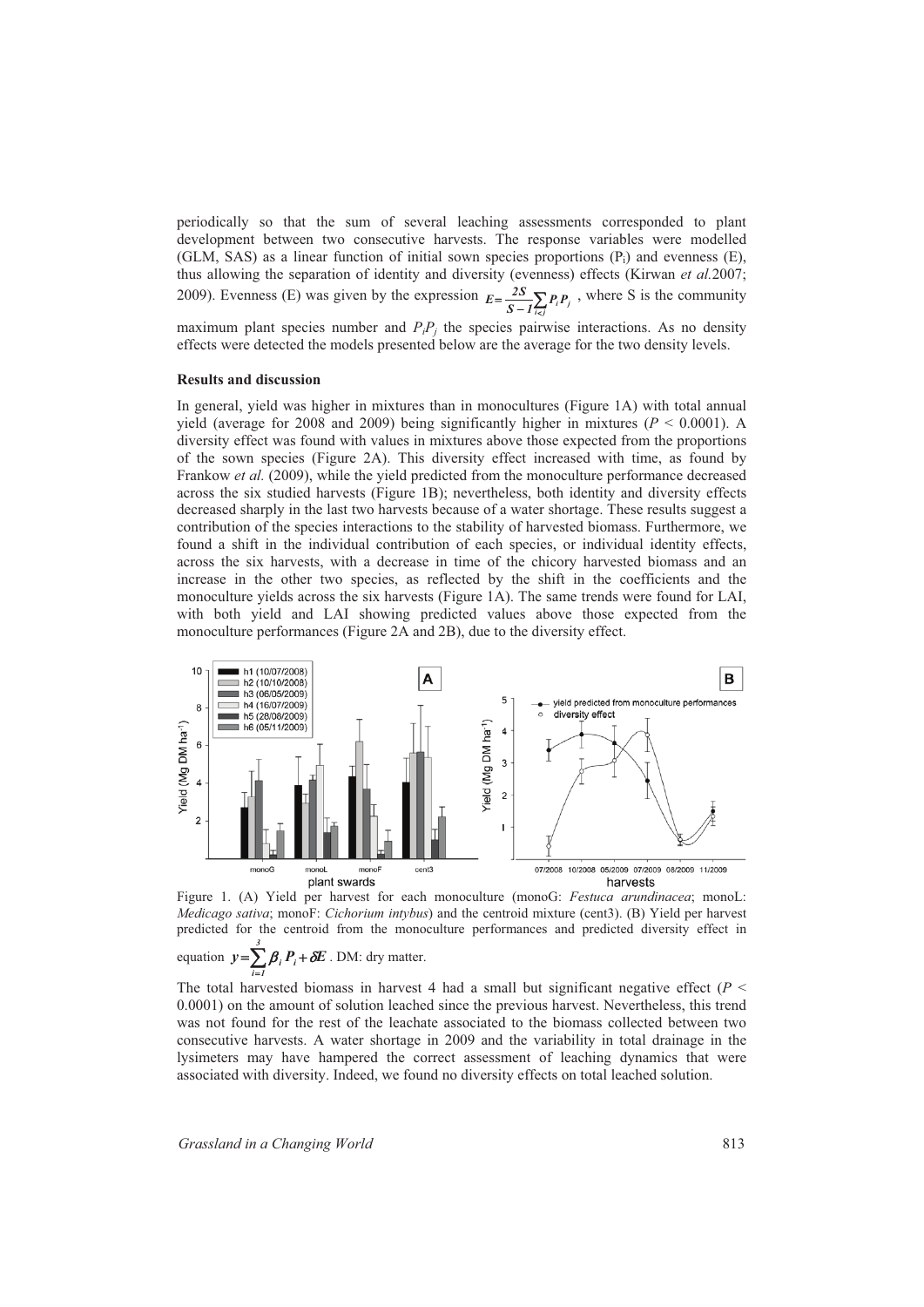periodically so that the sum of several leaching assessments corresponded to plant development between two consecutive harvests. The response variables were modelled (GLM, SAS) as a linear function of initial sown species proportions ($P_i$) and evenness (E), thus allowing the separation of identity and diversity (evenness) effects (Kirwan *et al.*2007; 2009). Evenness (E) was given by the expression $E = \frac{2S}{S-1}\sum_{i<j} P_i P_j$ , where S is the community maximum plant species number and $P_iP_j$ the species pairwise interactions. As no density effects were detected the models presented below are the average for the two density levels.

## Results and discussion

In general, yield was higher in mixtures than in monocultures (Figure 1A) with total annual yield (average for 2008 and 2009) being significantly higher in mixtures ($P < 0.0001$). A diversity effect was found with values in mixtures above those expected from the proportions of the sown species (Figure 2A). This diversity effect increased with time, as found by Frankow *et al.* (2009), while the yield predicted from the monoculture performance decreased across the six studied harvests (Figure 1B); nevertheless, both identity and diversity effects decreased sharply in the last two harvests because of a water shortage. These results suggest a contribution of the species interactions to the stability of harvested biomass. Furthermore, we found a shift in the individual contribution of each species, or individual identity effects, across the six harvests, with a decrease in time of the chicory harvested biomass and an increase in the other two species, as reflected by the shift in the coefficients and the monoculture yields across the six harvests (Figure 1A). The same trends were found for LAI, with both yield and LAI showing predicted values above those expected from the monoculture performances (Figure 2A and 2B), due to the diversity effect.

Figure 1. (A) Yield per harvest for each monoculture (monoG: *Festuca arundinacea*; monoL: *Medicago sativa*; monoF: *Cichorium intybus*) and the centroid mixture (cent3). (B) Yield per harvest predicted for the centroid from the monoculture performances and predicted diversity effect in equation $y = \sum_{i=1}^{3} \beta_i P_i + \delta E$ . DM: dry matter.

The total harvested biomass in harvest 4 had a small but significant negative effect ($P < 0.0001$) on the amount of solution leached since the previous harvest. Nevertheless, this trend was not found for the rest of the leachate associated to the biomass collected between two consecutive harvests. A water shortage in 2009 and the variability in total drainage in the lysimeters may have hampered the correct assessment of leaching dynamics that were associated with diversity. Indeed, we found no diversity effects on total leached solution.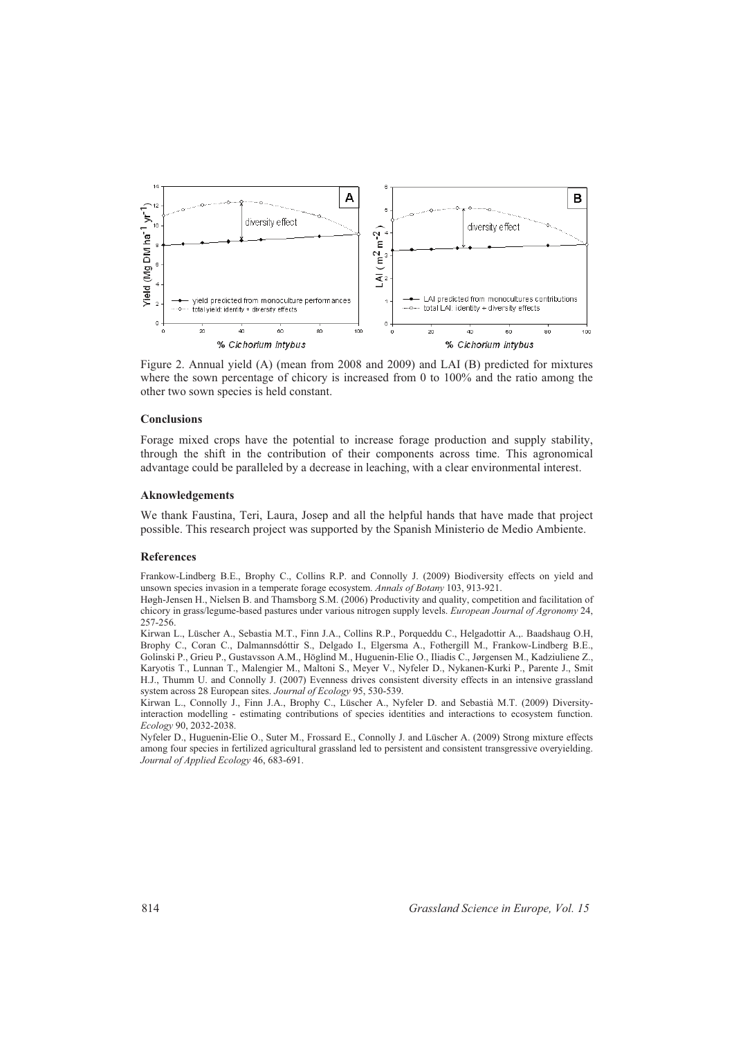A

14
12
10
8
6
4
2
0

Yield (Mg DM ha$^{-1}$ yr$^{-1}$)

diversity effect

yield predicted from monoculture performances
total yield: identity + diversity effects

0 20 40 60 80 100

% Cichorium intybus

B

6
5
4
3
2
1
0

LAI ( m$^2$ m$^{-2}$ )

diversity effect

LAI predicted from monocultures contributions
total LAI: identity + diversity effects

0 20 40 60 80 100

% Cichorium intybus

Figure 2. Annual yield (A) (mean from 2008 and 2009) and LAI (B) predicted for mixtures where the sown percentage of chicory is increased from 0 to 100% and the ratio among the other two sown species is held constant.

### Conclusions

Forage mixed crops have the potential to increase forage production and supply stability, through the shift in the contribution of their components across time. This agronomical advantage could be paralleled by a decrease in leaching, with a clear environmental interest.

### Aknowledgements

We thank Faustina, Teri, Laura, Josep and all the helpful hands that have made that project possible. This research project was supported by the Spanish Ministerio de Medio Ambiente.

### References

Frankow-Lindberg B.E., Brophy C., Collins R.P. and Connolly J. (2009) Biodiversity effects on yield and unsown species invasion in a temperate forage ecosystem. *Annals of Botany* 103, 913-921.

Høgh-Jensen H., Nielsen B. and Thamsborg S.M. (2006) Productivity and quality, competition and facilitation of chicory in grass/legume-based pastures under various nitrogen supply levels. *European Journal of Agronomy* 24, 257-256.

Kirwan L., Lüscher A., Sebastia M.T., Finn J.A., Collins R.P., Porqueddu C., Helgadottir A.,. Baadshaug O.H, Brophy C., Coran C., Dalmannsdóttir S., Delgado I., Elgersma A., Fothergill M., Frankow-Lindberg B.E., Golinski P., Grieu P., Gustavsson A.M., Höglind M., Huguenin-Elie O., Iliadis C., Jørgensen M., Kadziuliene Z., Karyotis T., Lunnan T., Malengier M., Maltoni S., Meyer V., Nyfeler D., Nykanen-Kurki P., Parente J., Smit H.J., Thumm U. and Connolly J. (2007) Evenness drives consistent diversity effects in an intensive grassland system across 28 European sites. *Journal of Ecology* 95, 530-539.

Kirwan L., Connolly J., Finn J.A., Brophy C., Lüscher A., Nyfeler D. and Sebastià M.T. (2009) Diversity-interaction modelling - estimating contributions of species identities and interactions to ecosystem function. *Ecology* 90, 2032-2038.

Nyfeler D., Huguenin-Elie O., Suter M., Frossard E., Connolly J. and Lüscher A. (2009) Strong mixture effects among four species in fertilized agricultural grassland led to persistent and consistent transgressive overyielding. *Journal of Applied Ecology* 46, 683-691.